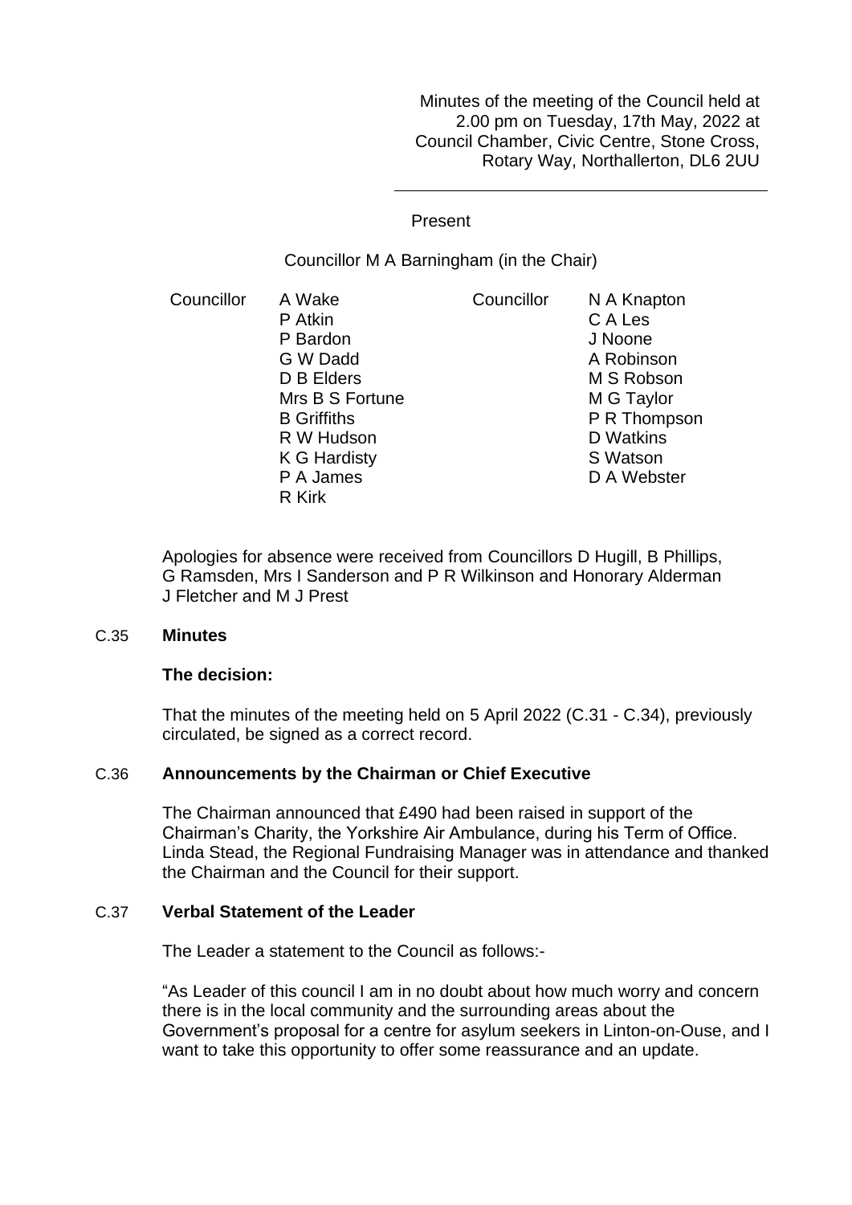Minutes of the meeting of the Council held at 2.00 pm on Tuesday, 17th May, 2022 at Council Chamber, Civic Centre, Stone Cross, Rotary Way, Northallerton, DL6 2UU

Present

Councillor M A Barningham (in the Chair)

| | | | |
|---|---|---|---|
| Councillor | A Wake | Councillor | N A Knapton |
| | P Atkin | | C A Les |
| | P Bardon | | J Noone |
| | G W Dadd | | A Robinson |
| | D B Elders | | M S Robson |
| | Mrs B S Fortune | | M G Taylor |
| | B Griffiths | | P R Thompson |
| | R W Hudson | | D Watkins |
| | K G Hardisty | | S Watson |
| | P A James | | D A Webster |
| | R Kirk | | |

Apologies for absence were received from Councillors D Hugill, B Phillips, G Ramsden, Mrs I Sanderson and P R Wilkinson and Honorary Alderman J Fletcher and M J Prest

C.35 **Minutes**

**The decision:**

That the minutes of the meeting held on 5 April 2022 (C.31 - C.34), previously circulated, be signed as a correct record.

C.36 **Announcements by the Chairman or Chief Executive**

The Chairman announced that £490 had been raised in support of the Chairman's Charity, the Yorkshire Air Ambulance, during his Term of Office. Linda Stead, the Regional Fundraising Manager was in attendance and thanked the Chairman and the Council for their support.

C.37 **Verbal Statement of the Leader**

The Leader a statement to the Council as follows:-

"As Leader of this council I am in no doubt about how much worry and concern there is in the local community and the surrounding areas about the Government's proposal for a centre for asylum seekers in Linton-on-Ouse, and I want to take this opportunity to offer some reassurance and an update.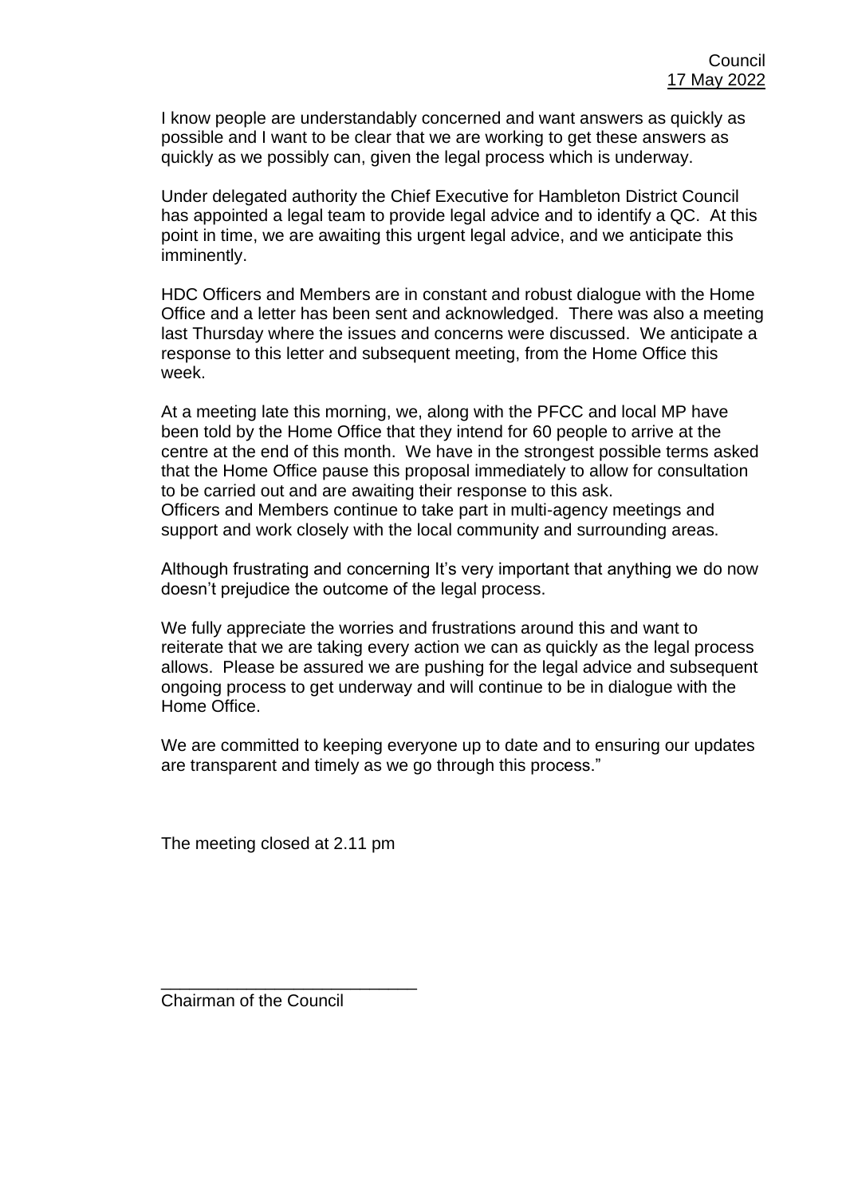I know people are understandably concerned and want answers as quickly as possible and I want to be clear that we are working to get these answers as quickly as we possibly can, given the legal process which is underway.

Under delegated authority the Chief Executive for Hambleton District Council has appointed a legal team to provide legal advice and to identify a QC. At this point in time, we are awaiting this urgent legal advice, and we anticipate this imminently.

HDC Officers and Members are in constant and robust dialogue with the Home Office and a letter has been sent and acknowledged. There was also a meeting last Thursday where the issues and concerns were discussed. We anticipate a response to this letter and subsequent meeting, from the Home Office this week.

At a meeting late this morning, we, along with the PFCC and local MP have been told by the Home Office that they intend for 60 people to arrive at the centre at the end of this month. We have in the strongest possible terms asked that the Home Office pause this proposal immediately to allow for consultation to be carried out and are awaiting their response to this ask.
Officers and Members continue to take part in multi-agency meetings and support and work closely with the local community and surrounding areas.

Although frustrating and concerning It's very important that anything we do now doesn't prejudice the outcome of the legal process.

We fully appreciate the worries and frustrations around this and want to reiterate that we are taking every action we can as quickly as the legal process allows. Please be assured we are pushing for the legal advice and subsequent ongoing process to get underway and will continue to be in dialogue with the Home Office.

We are committed to keeping everyone up to date and to ensuring our updates are transparent and timely as we go through this process."

The meeting closed at 2.11 pm

\_\_\_\_\_\_\_\_\_\_\_\_\_\_\_\_\_\_\_\_\_\_\_\_\_\_\_

Chairman of the Council